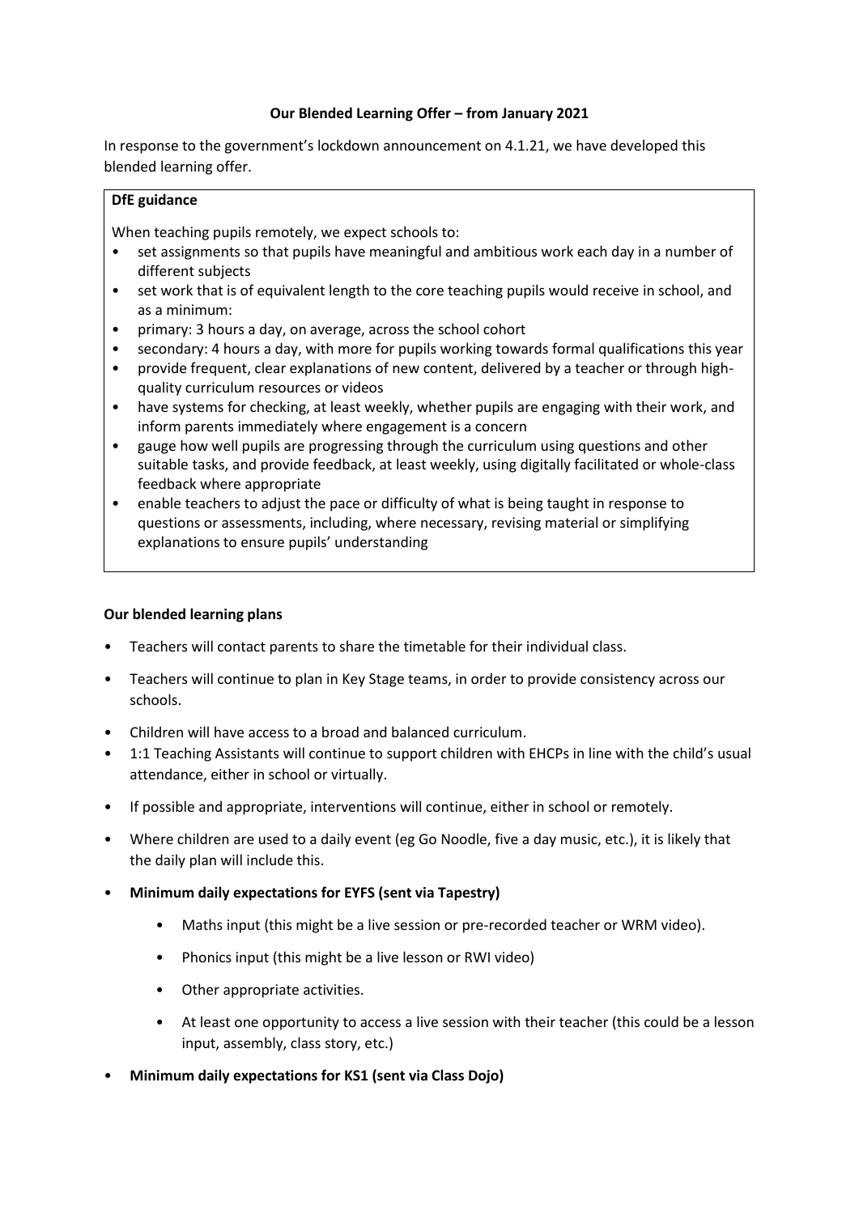**Our Blended Learning Offer – from January 2021**

In response to the government's lockdown announcement on 4.1.21, we have developed this blended learning offer.

**DfE guidance**

When teaching pupils remotely, we expect schools to:

- set assignments so that pupils have meaningful and ambitious work each day in a number of different subjects
- set work that is of equivalent length to the core teaching pupils would receive in school, and as a minimum:
- primary: 3 hours a day, on average, across the school cohort
- secondary: 4 hours a day, with more for pupils working towards formal qualifications this year
- provide frequent, clear explanations of new content, delivered by a teacher or through high-quality curriculum resources or videos
- have systems for checking, at least weekly, whether pupils are engaging with their work, and inform parents immediately where engagement is a concern
- gauge how well pupils are progressing through the curriculum using questions and other suitable tasks, and provide feedback, at least weekly, using digitally facilitated or whole-class feedback where appropriate
- enable teachers to adjust the pace or difficulty of what is being taught in response to questions or assessments, including, where necessary, revising material or simplifying explanations to ensure pupils' understanding

**Our blended learning plans**

- Teachers will contact parents to share the timetable for their individual class.
- Teachers will continue to plan in Key Stage teams, in order to provide consistency across our schools.
- Children will have access to a broad and balanced curriculum.
- 1:1 Teaching Assistants will continue to support children with EHCPs in line with the child's usual attendance, either in school or virtually.
- If possible and appropriate, interventions will continue, either in school or remotely.
- Where children are used to a daily event (eg Go Noodle, five a day music, etc.), it is likely that the daily plan will include this.
- **Minimum daily expectations for EYFS (sent via Tapestry)**
    - Maths input (this might be a live session or pre-recorded teacher or WRM video).
    - Phonics input (this might be a live lesson or RWI video)
    - Other appropriate activities.
    - At least one opportunity to access a live session with their teacher (this could be a lesson input, assembly, class story, etc.)
- **Minimum daily expectations for KS1 (sent via Class Dojo)**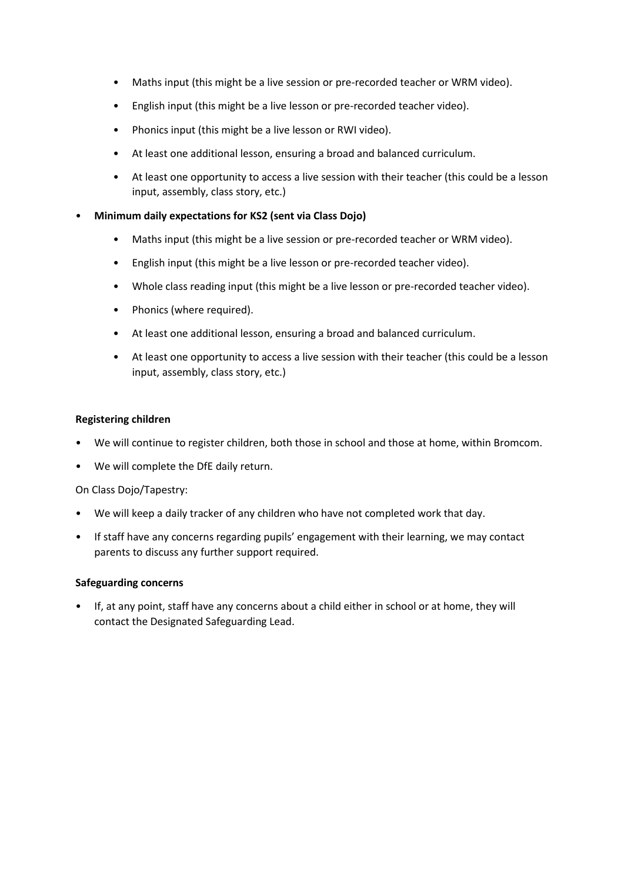- Maths input (this might be a live session or pre-recorded teacher or WRM video).
- English input (this might be a live lesson or pre-recorded teacher video).
- Phonics input (this might be a live lesson or RWI video).
- At least one additional lesson, ensuring a broad and balanced curriculum.
- At least one opportunity to access a live session with their teacher (this could be a lesson input, assembly, class story, etc.)

- **Minimum daily expectations for KS2 (sent via Class Dojo)**
  - Maths input (this might be a live session or pre-recorded teacher or WRM video).
  - English input (this might be a live lesson or pre-recorded teacher video).
  - Whole class reading input (this might be a live lesson or pre-recorded teacher video).
  - Phonics (where required).
  - At least one additional lesson, ensuring a broad and balanced curriculum.
  - At least one opportunity to access a live session with their teacher (this could be a lesson input, assembly, class story, etc.)

**Registering children**

- We will continue to register children, both those in school and those at home, within Bromcom.
- We will complete the DfE daily return.

On Class Dojo/Tapestry:

- We will keep a daily tracker of any children who have not completed work that day.
- If staff have any concerns regarding pupils' engagement with their learning, we may contact parents to discuss any further support required.

**Safeguarding concerns**

- If, at any point, staff have any concerns about a child either in school or at home, they will contact the Designated Safeguarding Lead.